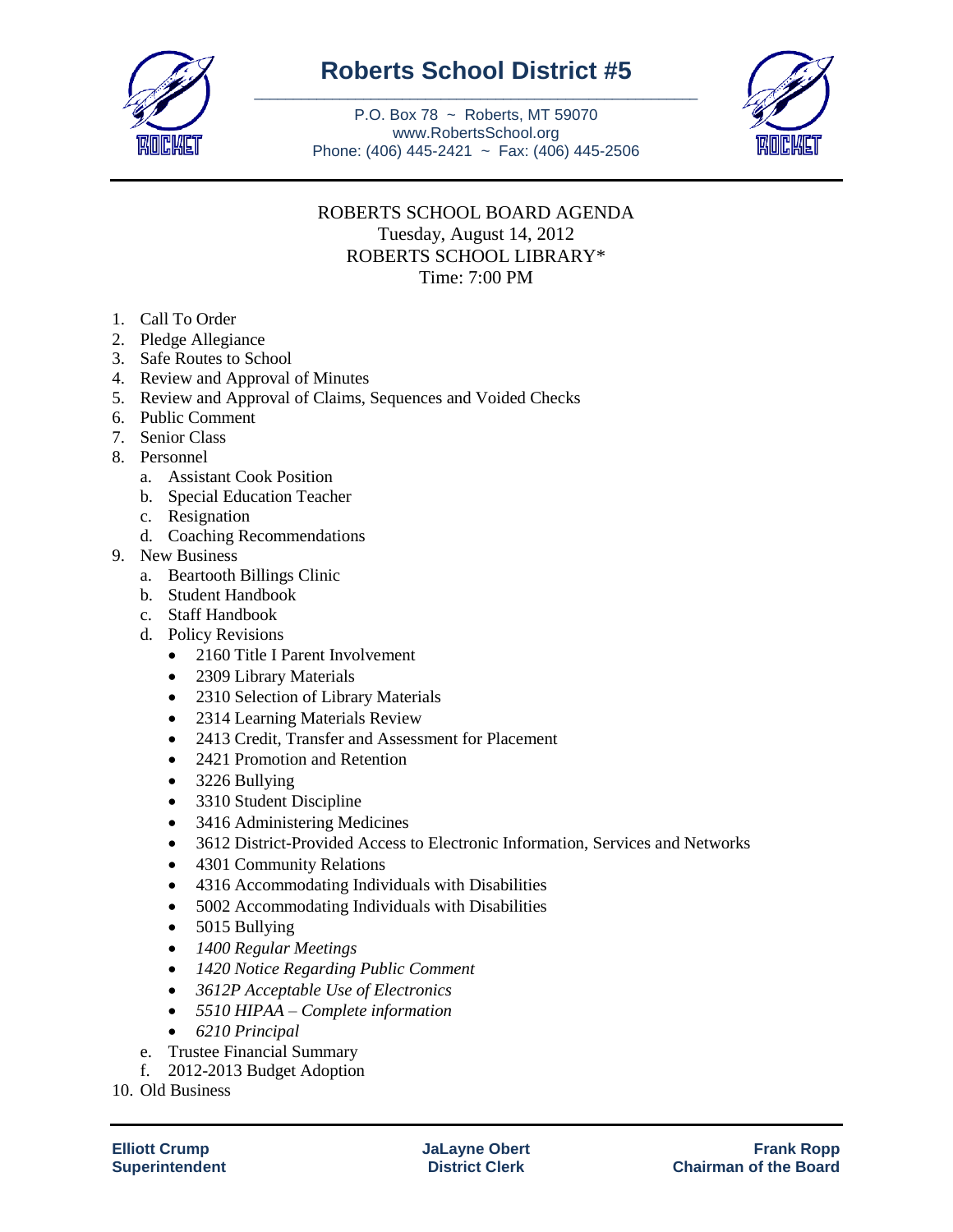# Roberts School District #5

P.O. Box 78 ~ Roberts, MT 59070
www.RobertsSchool.org
Phone: (406) 445-2421 ~ Fax: (406) 445-2506

ROBERTS SCHOOL BOARD AGENDA
Tuesday, August 14, 2012
ROBERTS SCHOOL LIBRARY*
Time: 7:00 PM

1. Call To Order
2. Pledge Allegiance
3. Safe Routes to School
4. Review and Approval of Minutes
5. Review and Approval of Claims, Sequences and Voided Checks
6. Public Comment
7. Senior Class
8. Personnel
   a. Assistant Cook Position
   b. Special Education Teacher
   c. Resignation
   d. Coaching Recommendations
9. New Business
   a. Beartooth Billings Clinic
   b. Student Handbook
   c. Staff Handbook
   d. Policy Revisions
      - 2160 Title I Parent Involvement
      - 2309 Library Materials
      - 2310 Selection of Library Materials
      - 2314 Learning Materials Review
      - 2413 Credit, Transfer and Assessment for Placement
      - 2421 Promotion and Retention
      - 3226 Bullying
      - 3310 Student Discipline
      - 3416 Administering Medicines
      - 3612 District-Provided Access to Electronic Information, Services and Networks
      - 4301 Community Relations
      - 4316 Accommodating Individuals with Disabilities
      - 5002 Accommodating Individuals with Disabilities
      - 5015 Bullying
      - *1400 Regular Meetings*
      - *1420 Notice Regarding Public Comment*
      - *3612P Acceptable Use of Electronics*
      - *5510 HIPAA – Complete information*
      - *6210 Principal*
   e. Trustee Financial Summary
   f. 2012-2013 Budget Adoption
10. Old Business

**Elliott Crump**
**Superintendent**

**JaLayne Obert**
**District Clerk**

**Frank Ropp**
**Chairman of the Board**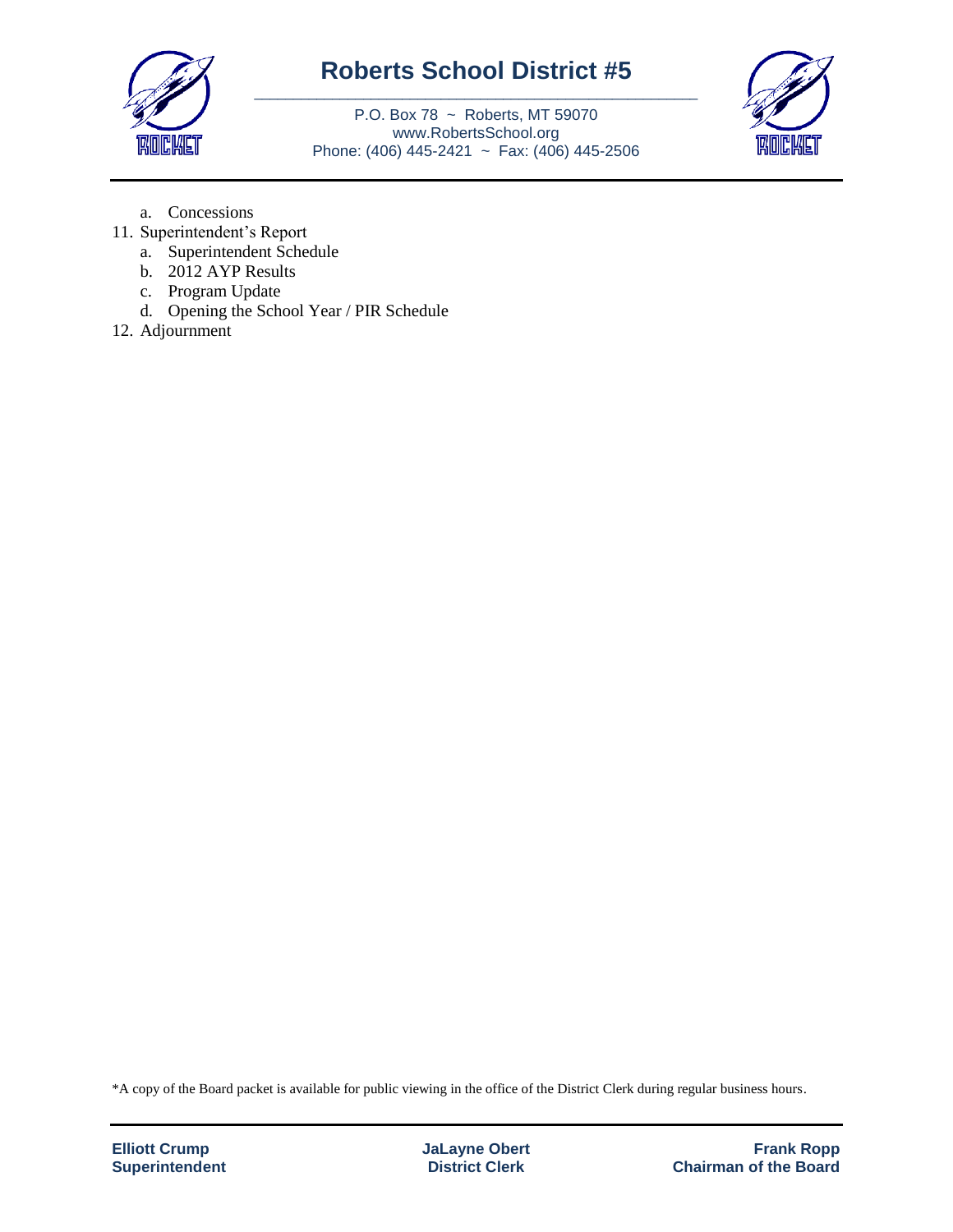# Roberts School District #5

P.O. Box 78 ~ Roberts, MT 59070
www.RobertsSchool.org
Phone: (406) 445-2421 ~ Fax: (406) 445-2506

   a. Concessions

11. Superintendent's Report
    a. Superintendent Schedule
    b. 2012 AYP Results
    c. Program Update
    d. Opening the School Year / PIR Schedule
12. Adjournment

*A copy of the Board packet is available for public viewing in the office of the District Clerk during regular business hours.

**Elliott Crump**
**Superintendent**

**JaLayne Obert**
**District Clerk**

**Frank Ropp**
**Chairman of the Board**